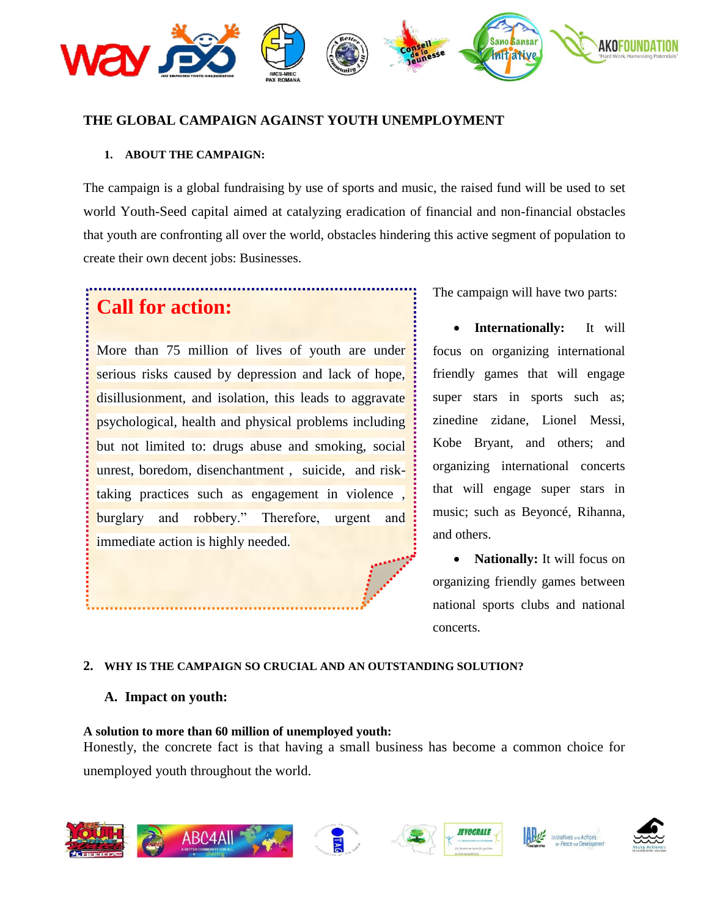# THE GLOBAL CAMPAIGN AGAINST YOUTH UNEMPLOYMENT

## 1. ABOUT THE CAMPAIGN:

The campaign is a global fundraising by use of sports and music, the raised fund will be used to set world Youth-Seed capital aimed at catalyzing eradication of financial and non-financial obstacles that youth are confronting all over the world, obstacles hindering this active segment of population to create their own decent jobs: Businesses.

### Call for action:

More than 75 million of lives of youth are under serious risks caused by depression and lack of hope, disillusionment, and isolation, this leads to aggravate psychological, health and physical problems including but not limited to: drugs abuse and smoking, social unrest, boredom, disenchantment , suicide, and risk-taking practices such as engagement in violence , burglary and robbery." Therefore, urgent and immediate action is highly needed.

The campaign will have two parts:

- **Internationally:** It will focus on organizing international friendly games that will engage super stars in sports such as; zinedine zidane, Lionel Messi, Kobe Bryant, and others; and organizing international concerts that will engage super stars in music; such as Beyoncé, Rihanna, and others.
- **Nationally:** It will focus on organizing friendly games between national sports clubs and national concerts.

## 2. WHY IS THE CAMPAIGN SO CRUCIAL AND AN OUTSTANDING SOLUTION?

### A. Impact on youth:

**A solution to more than 60 million of unemployed youth:**
Honestly, the concrete fact is that having a small business has become a common choice for unemployed youth throughout the world.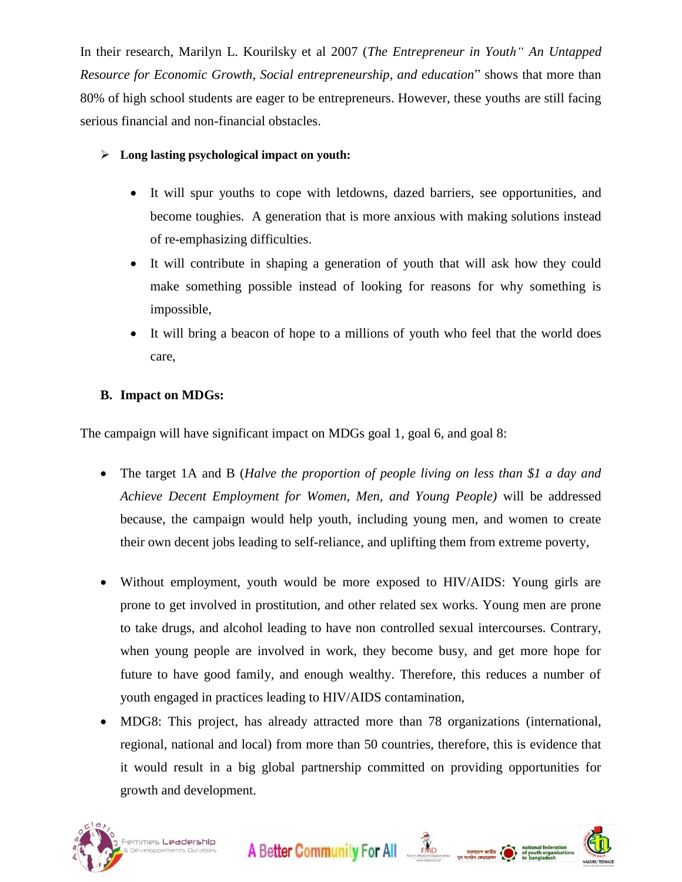In their research, Marilyn L. Kourilsky et al 2007 (*The Entrepreneur in Youth" An Untapped Resource for Economic Growth, Social entrepreneurship, and education*" shows that more than 80% of high school students are eager to be entrepreneurs. However, these youths are still facing serious financial and non-financial obstacles.

- **Long lasting psychological impact on youth:**

  - It will spur youths to cope with letdowns, dazed barriers, see opportunities, and become toughies. A generation that is more anxious with making solutions instead of re-emphasizing difficulties.
  - It will contribute in shaping a generation of youth that will ask how they could make something possible instead of looking for reasons for why something is impossible,
  - It will bring a beacon of hope to a millions of youth who feel that the world does care,

**B. Impact on MDGs:**

The campaign will have significant impact on MDGs goal 1, goal 6, and goal 8:

- The target 1A and B (*Halve the proportion of people living on less than $1 a day and Achieve Decent Employment for Women, Men, and Young People)* will be addressed because, the campaign would help youth, including young men, and women to create their own decent jobs leading to self-reliance, and uplifting them from extreme poverty,

- Without employment, youth would be more exposed to HIV/AIDS: Young girls are prone to get involved in prostitution, and other related sex works. Young men are prone to take drugs, and alcohol leading to have non controlled sexual intercourses. Contrary, when young people are involved in work, they become busy, and get more hope for future to have good family, and enough wealthy. Therefore, this reduces a number of youth engaged in practices leading to HIV/AIDS contamination,
- MDG8: This project, has already attracted more than 78 organizations (international, regional, national and local) from more than 50 countries, therefore, this is evidence that it would result in a big global partnership committed on providing opportunities for growth and development.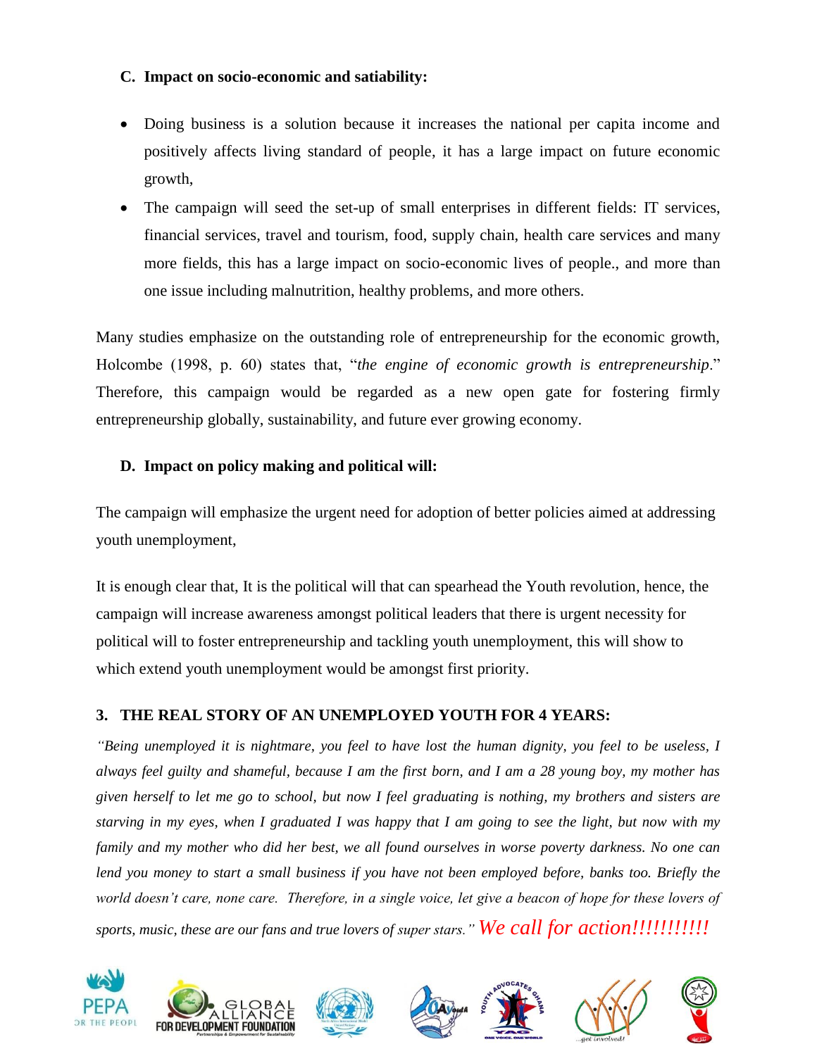### C. Impact on socio-economic and satiability:

- Doing business is a solution because it increases the national per capita income and positively affects living standard of people, it has a large impact on future economic growth,
- The campaign will seed the set-up of small enterprises in different fields: IT services, financial services, travel and tourism, food, supply chain, health care services and many more fields, this has a large impact on socio-economic lives of people., and more than one issue including malnutrition, healthy problems, and more others.

Many studies emphasize on the outstanding role of entrepreneurship for the economic growth, Holcombe (1998, p. 60) states that, "*the engine of economic growth is entrepreneurship*." Therefore, this campaign would be regarded as a new open gate for fostering firmly entrepreneurship globally, sustainability, and future ever growing economy.

### D. Impact on policy making and political will:

The campaign will emphasize the urgent need for adoption of better policies aimed at addressing youth unemployment,

It is enough clear that, It is the political will that can spearhead the Youth revolution, hence, the campaign will increase awareness amongst political leaders that there is urgent necessity for political will to foster entrepreneurship and tackling youth unemployment, this will show to which extend youth unemployment would be amongst first priority.

## 3. THE REAL STORY OF AN UNEMPLOYED YOUTH FOR 4 YEARS:

*"Being unemployed it is nightmare, you feel to have lost the human dignity, you feel to be useless, I always feel guilty and shameful, because I am the first born, and I am a 28 young boy, my mother has given herself to let me go to school, but now I feel graduating is nothing, my brothers and sisters are starving in my eyes, when I graduated I was happy that I am going to see the light, but now with my family and my mother who did her best, we all found ourselves in worse poverty darkness. No one can lend you money to start a small business if you have not been employed before, banks too. Briefly the world doesn't care, none care. Therefore, in a single voice, let give a beacon of hope for these lovers of sports, music, these are our fans and true lovers of super stars."* *We call for action!!!!!!!!!!!*